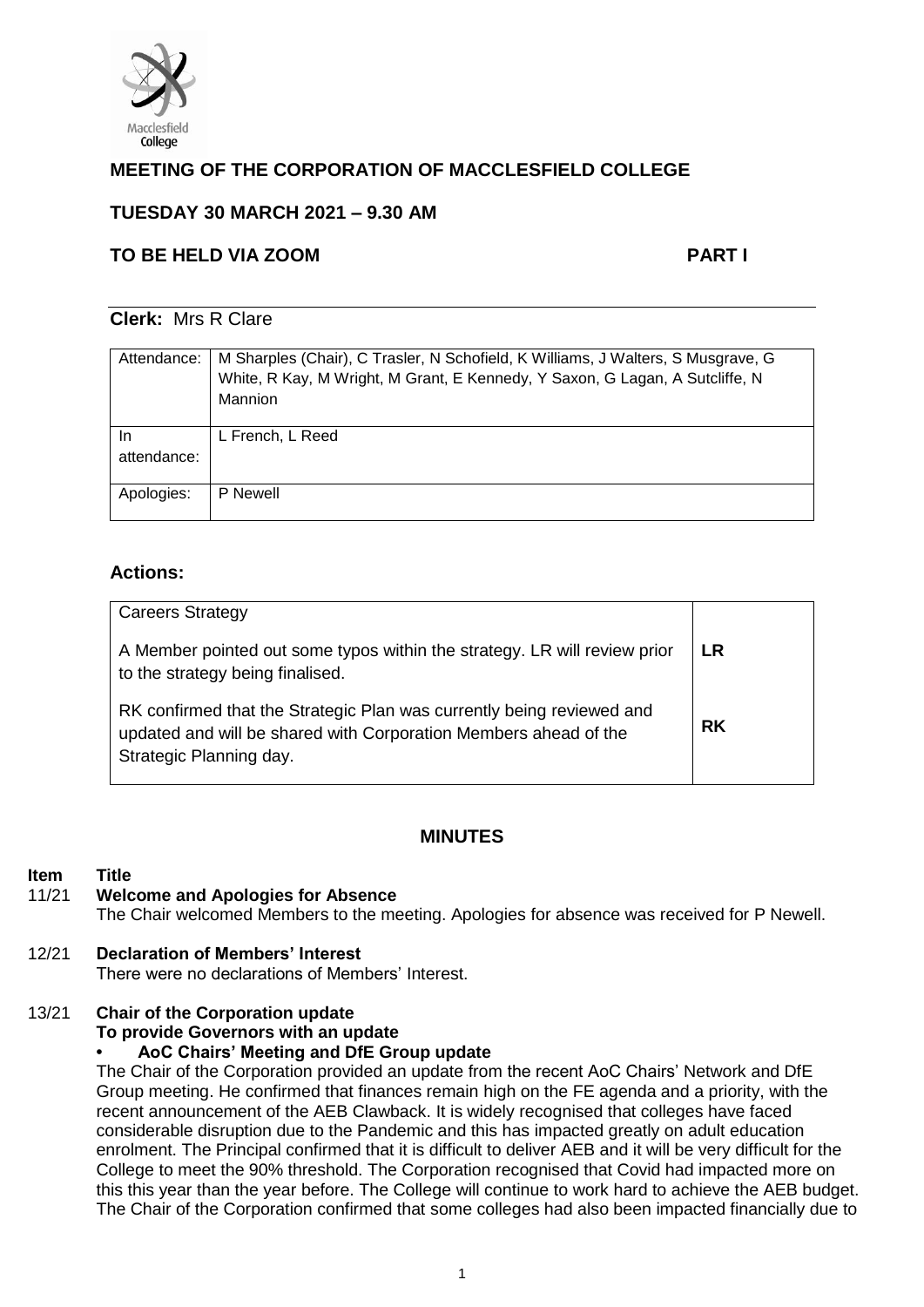# MEETING OF THE CORPORATION OF MACCLESFIELD COLLEGE

## TUESDAY 30 MARCH 2021 – 9.30 AM

## TO BE HELD VIA ZOOM — PART I

**Clerk:** Mrs R Clare

| | |
|---|---|
| Attendance: | M Sharples (Chair), C Trasler, N Schofield, K Williams, J Walters, S Musgrave, G White, R Kay, M Wright, M Grant, E Kennedy, Y Saxon, G Lagan, A Sutcliffe, N Mannion |
| In attendance: | L French, L Reed |
| Apologies: | P Newell |

### Actions:

| | |
|---|---|
| Careers Strategy<br><br>A Member pointed out some typos within the strategy. LR will review prior to the strategy being finalised. | **LR** |
| RK confirmed that the Strategic Plan was currently being reviewed and updated and will be shared with Corporation Members ahead of the Strategic Planning day. | **RK** |

## MINUTES

**Item Title**

**11/21 Welcome and Apologies for Absence**

The Chair welcomed Members to the meeting. Apologies for absence was received for P Newell.

**12/21 Declaration of Members' Interest**

There were no declarations of Members' Interest.

**13/21 Chair of the Corporation update**

**To provide Governors with an update**

- **AoC Chairs' Meeting and DfE Group update**

The Chair of the Corporation provided an update from the recent AoC Chairs' Network and DfE Group meeting. He confirmed that finances remain high on the FE agenda and a priority, with the recent announcement of the AEB Clawback. It is widely recognised that colleges have faced considerable disruption due to the Pandemic and this has impacted greatly on adult education enrolment. The Principal confirmed that it is difficult to deliver AEB and it will be very difficult for the College to meet the 90% threshold. The Corporation recognised that Covid had impacted more on this this year than the year before. The College will continue to work hard to achieve the AEB budget. The Chair of the Corporation confirmed that some colleges had also been impacted financially due to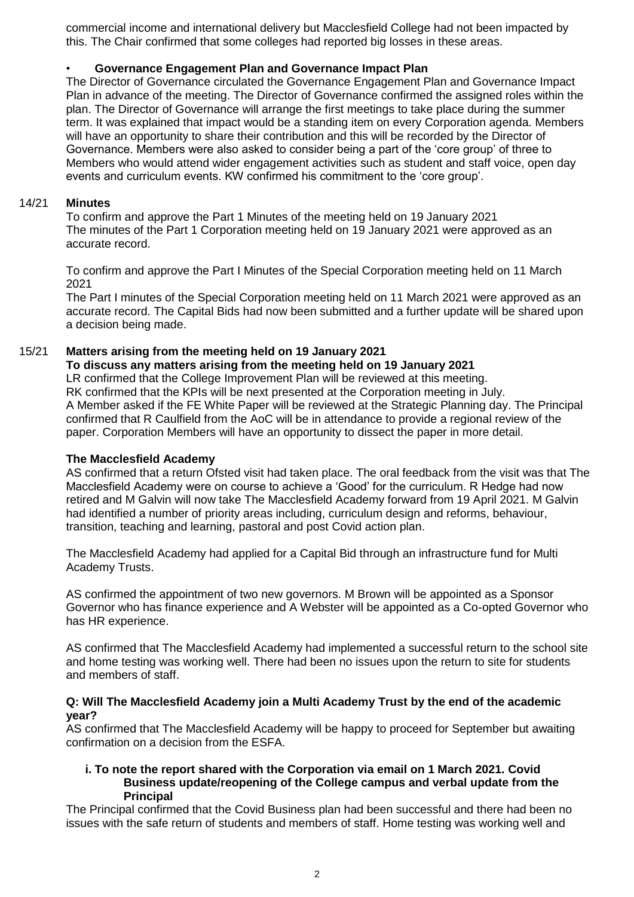commercial income and international delivery but Macclesfield College had not been impacted by this. The Chair confirmed that some colleges had reported big losses in these areas.

- **Governance Engagement Plan and Governance Impact Plan**

The Director of Governance circulated the Governance Engagement Plan and Governance Impact Plan in advance of the meeting. The Director of Governance confirmed the assigned roles within the plan. The Director of Governance will arrange the first meetings to take place during the summer term. It was explained that impact would be a standing item on every Corporation agenda. Members will have an opportunity to share their contribution and this will be recorded by the Director of Governance. Members were also asked to consider being a part of the 'core group' of three to Members who would attend wider engagement activities such as student and staff voice, open day events and curriculum events. KW confirmed his commitment to the 'core group'.

**14/21 Minutes**

To confirm and approve the Part 1 Minutes of the meeting held on 19 January 2021
The minutes of the Part 1 Corporation meeting held on 19 January 2021 were approved as an accurate record.

To confirm and approve the Part I Minutes of the Special Corporation meeting held on 11 March 2021
The Part I minutes of the Special Corporation meeting held on 11 March 2021 were approved as an accurate record. The Capital Bids had now been submitted and a further update will be shared upon a decision being made.

**15/21 Matters arising from the meeting held on 19 January 2021**

**To discuss any matters arising from the meeting held on 19 January 2021**

LR confirmed that the College Improvement Plan will be reviewed at this meeting.
RK confirmed that the KPIs will be next presented at the Corporation meeting in July.
A Member asked if the FE White Paper will be reviewed at the Strategic Planning day. The Principal confirmed that R Caulfield from the AoC will be in attendance to provide a regional review of the paper. Corporation Members will have an opportunity to dissect the paper in more detail.

**The Macclesfield Academy**

AS confirmed that a return Ofsted visit had taken place. The oral feedback from the visit was that The Macclesfield Academy were on course to achieve a 'Good' for the curriculum. R Hedge had now retired and M Galvin will now take The Macclesfield Academy forward from 19 April 2021. M Galvin had identified a number of priority areas including, curriculum design and reforms, behaviour, transition, teaching and learning, pastoral and post Covid action plan.

The Macclesfield Academy had applied for a Capital Bid through an infrastructure fund for Multi Academy Trusts.

AS confirmed the appointment of two new governors. M Brown will be appointed as a Sponsor Governor who has finance experience and A Webster will be appointed as a Co-opted Governor who has HR experience.

AS confirmed that The Macclesfield Academy had implemented a successful return to the school site and home testing was working well. There had been no issues upon the return to site for students and members of staff.

**Q: Will The Macclesfield Academy join a Multi Academy Trust by the end of the academic year?**

AS confirmed that The Macclesfield Academy will be happy to proceed for September but awaiting confirmation on a decision from the ESFA.

**i. To note the report shared with the Corporation via email on 1 March 2021. Covid Business update/reopening of the College campus and verbal update from the Principal**

The Principal confirmed that the Covid Business plan had been successful and there had been no issues with the safe return of students and members of staff. Home testing was working well and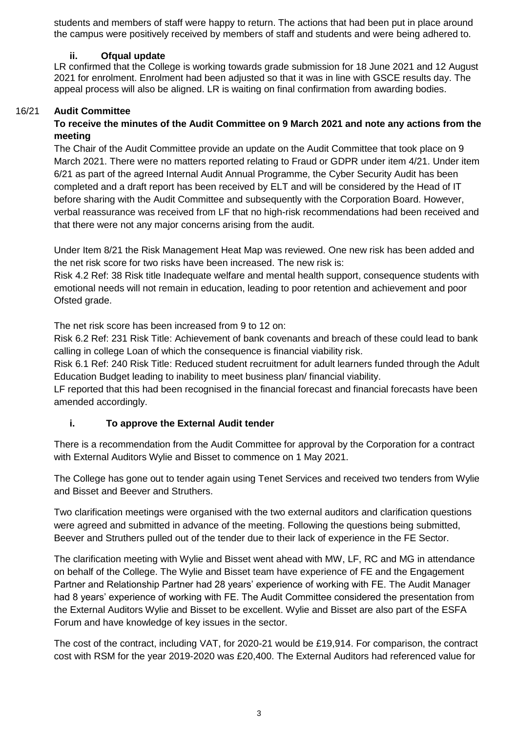students and members of staff were happy to return. The actions that had been put in place around the campus were positively received by members of staff and students and were being adhered to.

**ii. Ofqual update**

LR confirmed that the College is working towards grade submission for 18 June 2021 and 12 August 2021 for enrolment. Enrolment had been adjusted so that it was in line with GSCE results day. The appeal process will also be aligned. LR is waiting on final confirmation from awarding bodies.

## 16/21 Audit Committee

**To receive the minutes of the Audit Committee on 9 March 2021 and note any actions from the meeting**

The Chair of the Audit Committee provide an update on the Audit Committee that took place on 9 March 2021. There were no matters reported relating to Fraud or GDPR under item 4/21. Under item 6/21 as part of the agreed Internal Audit Annual Programme, the Cyber Security Audit has been completed and a draft report has been received by ELT and will be considered by the Head of IT before sharing with the Audit Committee and subsequently with the Corporation Board. However, verbal reassurance was received from LF that no high-risk recommendations had been received and that there were not any major concerns arising from the audit.

Under Item 8/21 the Risk Management Heat Map was reviewed. One new risk has been added and the net risk score for two risks have been increased. The new risk is:

Risk 4.2 Ref: 38 Risk title Inadequate welfare and mental health support, consequence students with emotional needs will not remain in education, leading to poor retention and achievement and poor Ofsted grade.

The net risk score has been increased from 9 to 12 on:

Risk 6.2 Ref: 231 Risk Title: Achievement of bank covenants and breach of these could lead to bank calling in college Loan of which the consequence is financial viability risk.

Risk 6.1 Ref: 240 Risk Title: Reduced student recruitment for adult learners funded through the Adult Education Budget leading to inability to meet business plan/ financial viability.

LF reported that this had been recognised in the financial forecast and financial forecasts have been amended accordingly.

**i. To approve the External Audit tender**

There is a recommendation from the Audit Committee for approval by the Corporation for a contract with External Auditors Wylie and Bisset to commence on 1 May 2021.

The College has gone out to tender again using Tenet Services and received two tenders from Wylie and Bisset and Beever and Struthers.

Two clarification meetings were organised with the two external auditors and clarification questions were agreed and submitted in advance of the meeting. Following the questions being submitted, Beever and Struthers pulled out of the tender due to their lack of experience in the FE Sector.

The clarification meeting with Wylie and Bisset went ahead with MW, LF, RC and MG in attendance on behalf of the College. The Wylie and Bisset team have experience of FE and the Engagement Partner and Relationship Partner had 28 years' experience of working with FE. The Audit Manager had 8 years' experience of working with FE. The Audit Committee considered the presentation from the External Auditors Wylie and Bisset to be excellent. Wylie and Bisset are also part of the ESFA Forum and have knowledge of key issues in the sector.

The cost of the contract, including VAT, for 2020-21 would be £19,914. For comparison, the contract cost with RSM for the year 2019-2020 was £20,400. The External Auditors had referenced value for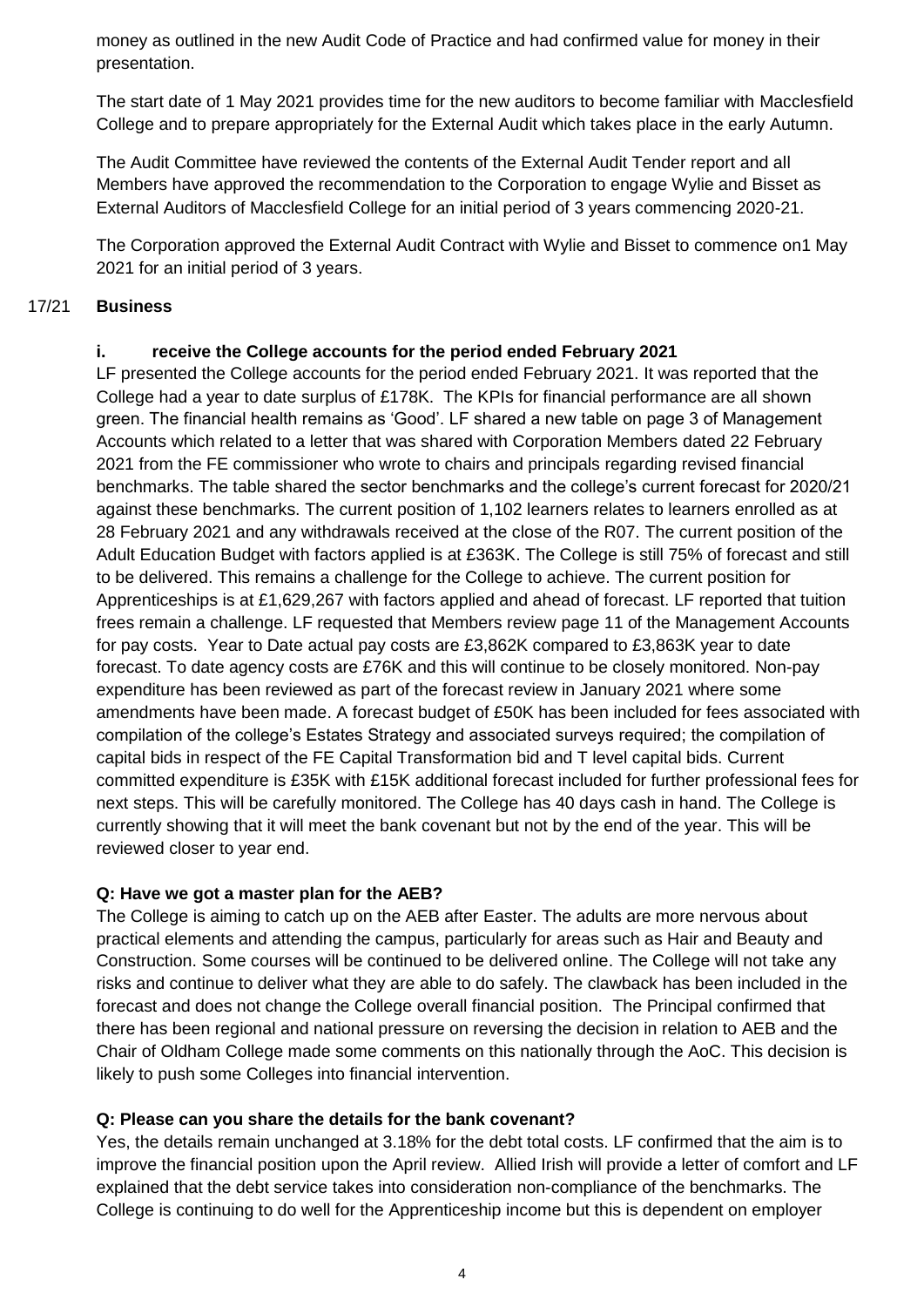money as outlined in the new Audit Code of Practice and had confirmed value for money in their presentation.

The start date of 1 May 2021 provides time for the new auditors to become familiar with Macclesfield College and to prepare appropriately for the External Audit which takes place in the early Autumn.

The Audit Committee have reviewed the contents of the External Audit Tender report and all Members have approved the recommendation to the Corporation to engage Wylie and Bisset as External Auditors of Macclesfield College for an initial period of 3 years commencing 2020-21.

The Corporation approved the External Audit Contract with Wylie and Bisset to commence on1 May 2021 for an initial period of 3 years.

17/21 **Business**

**i. receive the College accounts for the period ended February 2021**

LF presented the College accounts for the period ended February 2021. It was reported that the College had a year to date surplus of £178K. The KPIs for financial performance are all shown green. The financial health remains as 'Good'. LF shared a new table on page 3 of Management Accounts which related to a letter that was shared with Corporation Members dated 22 February 2021 from the FE commissioner who wrote to chairs and principals regarding revised financial benchmarks. The table shared the sector benchmarks and the college's current forecast for 2020/21 against these benchmarks. The current position of 1,102 learners relates to learners enrolled as at 28 February 2021 and any withdrawals received at the close of the R07. The current position of the Adult Education Budget with factors applied is at £363K. The College is still 75% of forecast and still to be delivered. This remains a challenge for the College to achieve. The current position for Apprenticeships is at £1,629,267 with factors applied and ahead of forecast. LF reported that tuition frees remain a challenge. LF requested that Members review page 11 of the Management Accounts for pay costs. Year to Date actual pay costs are £3,862K compared to £3,863K year to date forecast. To date agency costs are £76K and this will continue to be closely monitored. Non-pay expenditure has been reviewed as part of the forecast review in January 2021 where some amendments have been made. A forecast budget of £50K has been included for fees associated with compilation of the college's Estates Strategy and associated surveys required; the compilation of capital bids in respect of the FE Capital Transformation bid and T level capital bids. Current committed expenditure is £35K with £15K additional forecast included for further professional fees for next steps. This will be carefully monitored. The College has 40 days cash in hand. The College is currently showing that it will meet the bank covenant but not by the end of the year. This will be reviewed closer to year end.

**Q: Have we got a master plan for the AEB?**

The College is aiming to catch up on the AEB after Easter. The adults are more nervous about practical elements and attending the campus, particularly for areas such as Hair and Beauty and Construction. Some courses will be continued to be delivered online. The College will not take any risks and continue to deliver what they are able to do safely. The clawback has been included in the forecast and does not change the College overall financial position. The Principal confirmed that there has been regional and national pressure on reversing the decision in relation to AEB and the Chair of Oldham College made some comments on this nationally through the AoC. This decision is likely to push some Colleges into financial intervention.

**Q: Please can you share the details for the bank covenant?**

Yes, the details remain unchanged at 3.18% for the debt total costs. LF confirmed that the aim is to improve the financial position upon the April review. Allied Irish will provide a letter of comfort and LF explained that the debt service takes into consideration non-compliance of the benchmarks. The College is continuing to do well for the Apprenticeship income but this is dependent on employer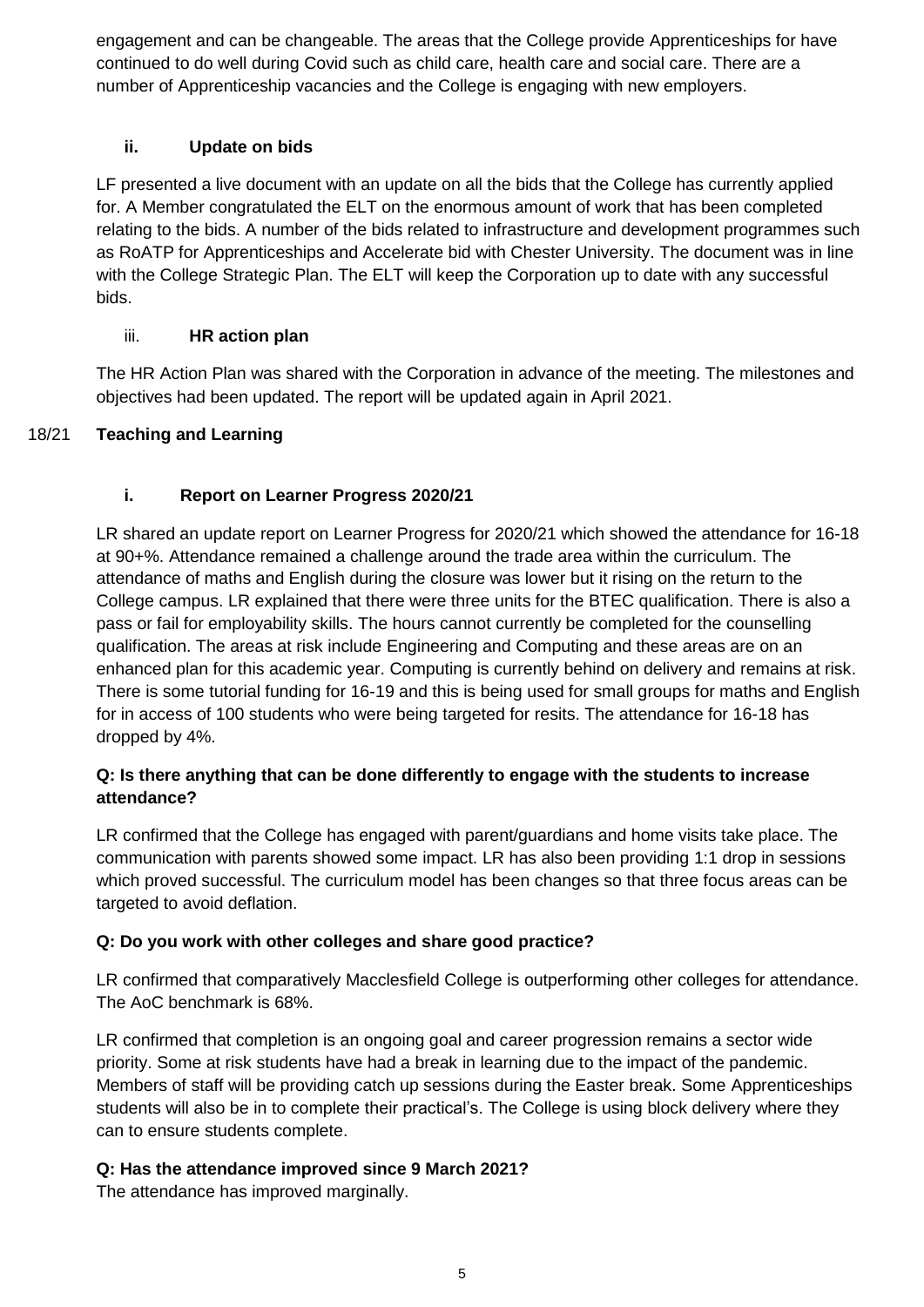engagement and can be changeable. The areas that the College provide Apprenticeships for have continued to do well during Covid such as child care, health care and social care. There are a number of Apprenticeship vacancies and the College is engaging with new employers.

**ii. Update on bids**

LF presented a live document with an update on all the bids that the College has currently applied for. A Member congratulated the ELT on the enormous amount of work that has been completed relating to the bids. A number of the bids related to infrastructure and development programmes such as RoATP for Apprenticeships and Accelerate bid with Chester University. The document was in line with the College Strategic Plan. The ELT will keep the Corporation up to date with any successful bids.

iii. **HR action plan**

The HR Action Plan was shared with the Corporation in advance of the meeting. The milestones and objectives had been updated. The report will be updated again in April 2021.

18/21 **Teaching and Learning**

**i. Report on Learner Progress 2020/21**

LR shared an update report on Learner Progress for 2020/21 which showed the attendance for 16-18 at 90+%. Attendance remained a challenge around the trade area within the curriculum. The attendance of maths and English during the closure was lower but it rising on the return to the College campus. LR explained that there were three units for the BTEC qualification. There is also a pass or fail for employability skills. The hours cannot currently be completed for the counselling qualification. The areas at risk include Engineering and Computing and these areas are on an enhanced plan for this academic year. Computing is currently behind on delivery and remains at risk. There is some tutorial funding for 16-19 and this is being used for small groups for maths and English for in access of 100 students who were being targeted for resits. The attendance for 16-18 has dropped by 4%.

**Q: Is there anything that can be done differently to engage with the students to increase attendance?**

LR confirmed that the College has engaged with parent/guardians and home visits take place. The communication with parents showed some impact. LR has also been providing 1:1 drop in sessions which proved successful. The curriculum model has been changes so that three focus areas can be targeted to avoid deflation.

**Q: Do you work with other colleges and share good practice?**

LR confirmed that comparatively Macclesfield College is outperforming other colleges for attendance. The AoC benchmark is 68%.

LR confirmed that completion is an ongoing goal and career progression remains a sector wide priority. Some at risk students have had a break in learning due to the impact of the pandemic. Members of staff will be providing catch up sessions during the Easter break. Some Apprenticeships students will also be in to complete their practical's. The College is using block delivery where they can to ensure students complete.

**Q: Has the attendance improved since 9 March 2021?**

The attendance has improved marginally.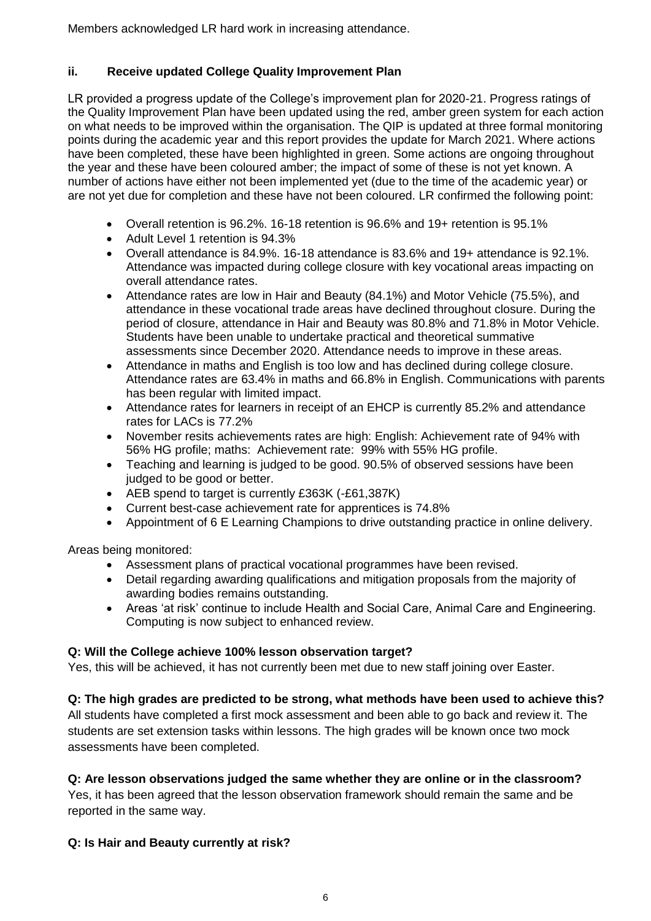Members acknowledged LR hard work in increasing attendance.

### ii. Receive updated College Quality Improvement Plan

LR provided a progress update of the College's improvement plan for 2020-21. Progress ratings of the Quality Improvement Plan have been updated using the red, amber green system for each action on what needs to be improved within the organisation. The QIP is updated at three formal monitoring points during the academic year and this report provides the update for March 2021. Where actions have been completed, these have been highlighted in green. Some actions are ongoing throughout the year and these have been coloured amber; the impact of some of these is not yet known. A number of actions have either not been implemented yet (due to the time of the academic year) or are not yet due for completion and these have not been coloured. LR confirmed the following point:

- Overall retention is 96.2%. 16-18 retention is 96.6% and 19+ retention is 95.1%
- Adult Level 1 retention is 94.3%
- Overall attendance is 84.9%. 16-18 attendance is 83.6% and 19+ attendance is 92.1%. Attendance was impacted during college closure with key vocational areas impacting on overall attendance rates.
- Attendance rates are low in Hair and Beauty (84.1%) and Motor Vehicle (75.5%), and attendance in these vocational trade areas have declined throughout closure. During the period of closure, attendance in Hair and Beauty was 80.8% and 71.8% in Motor Vehicle. Students have been unable to undertake practical and theoretical summative assessments since December 2020. Attendance needs to improve in these areas.
- Attendance in maths and English is too low and has declined during college closure. Attendance rates are 63.4% in maths and 66.8% in English. Communications with parents has been regular with limited impact.
- Attendance rates for learners in receipt of an EHCP is currently 85.2% and attendance rates for LACs is 77.2%
- November resits achievements rates are high: English: Achievement rate of 94% with 56% HG profile; maths: Achievement rate: 99% with 55% HG profile.
- Teaching and learning is judged to be good. 90.5% of observed sessions have been judged to be good or better.
- AEB spend to target is currently £363K (-£61,387K)
- Current best-case achievement rate for apprentices is 74.8%
- Appointment of 6 E Learning Champions to drive outstanding practice in online delivery.

Areas being monitored:

- Assessment plans of practical vocational programmes have been revised.
- Detail regarding awarding qualifications and mitigation proposals from the majority of awarding bodies remains outstanding.
- Areas 'at risk' continue to include Health and Social Care, Animal Care and Engineering. Computing is now subject to enhanced review.

**Q: Will the College achieve 100% lesson observation target?**
Yes, this will be achieved, it has not currently been met due to new staff joining over Easter.

**Q: The high grades are predicted to be strong, what methods have been used to achieve this?**
All students have completed a first mock assessment and been able to go back and review it. The students are set extension tasks within lessons. The high grades will be known once two mock assessments have been completed.

**Q: Are lesson observations judged the same whether they are online or in the classroom?**
Yes, it has been agreed that the lesson observation framework should remain the same and be reported in the same way.

**Q: Is Hair and Beauty currently at risk?**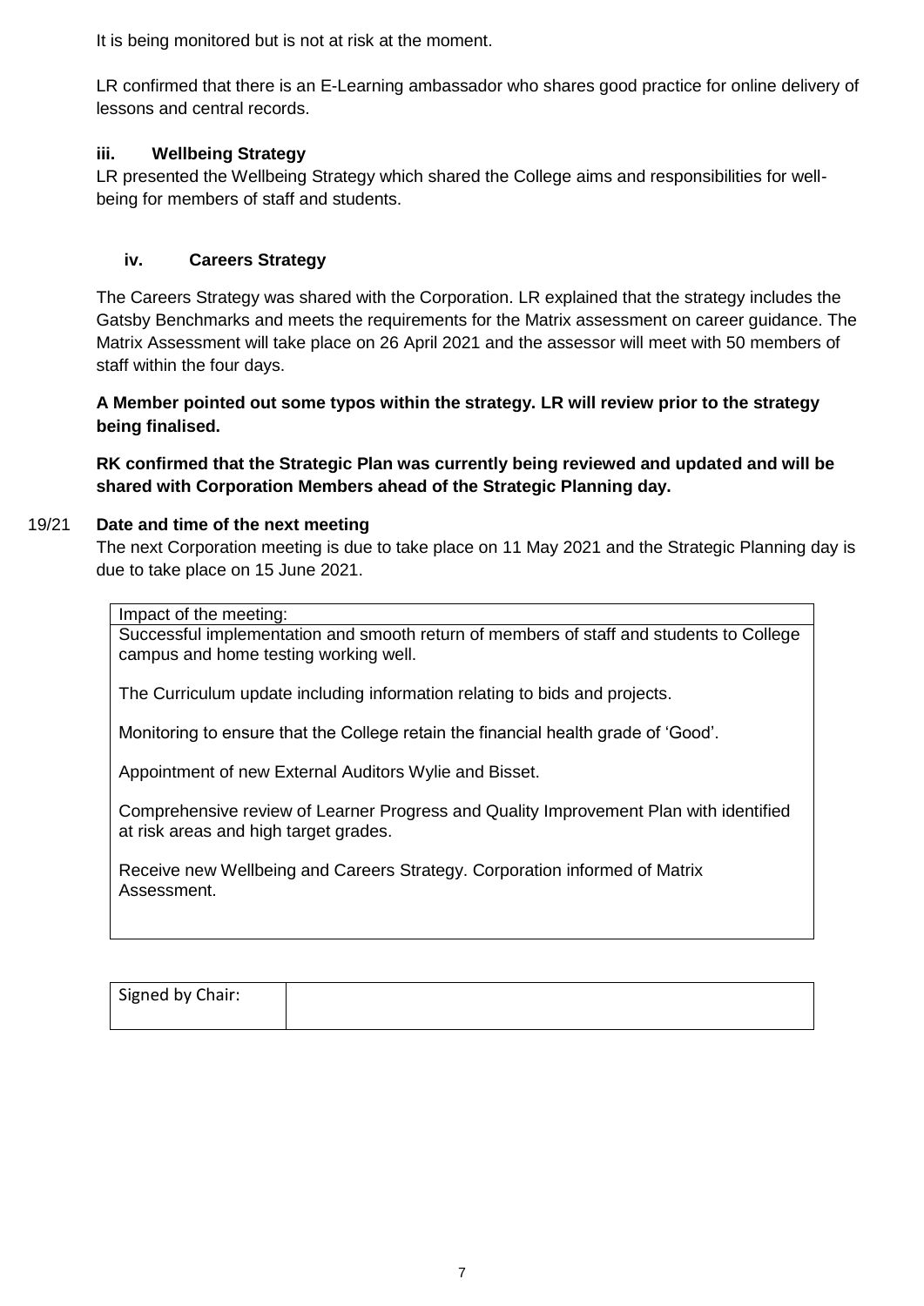It is being monitored but is not at risk at the moment.

LR confirmed that there is an E-Learning ambassador who shares good practice for online delivery of lessons and central records.

### iii. Wellbeing Strategy

LR presented the Wellbeing Strategy which shared the College aims and responsibilities for well-being for members of staff and students.

### iv. Careers Strategy

The Careers Strategy was shared with the Corporation. LR explained that the strategy includes the Gatsby Benchmarks and meets the requirements for the Matrix assessment on career guidance. The Matrix Assessment will take place on 26 April 2021 and the assessor will meet with 50 members of staff within the four days.

**A Member pointed out some typos within the strategy. LR will review prior to the strategy being finalised.**

**RK confirmed that the Strategic Plan was currently being reviewed and updated and will be shared with Corporation Members ahead of the Strategic Planning day.**

## 19/21 Date and time of the next meeting

The next Corporation meeting is due to take place on 11 May 2021 and the Strategic Planning day is due to take place on 15 June 2021.

| Impact of the meeting: |
| --- |
| Successful implementation and smooth return of members of staff and students to College campus and home testing working well.<br><br>The Curriculum update including information relating to bids and projects.<br><br>Monitoring to ensure that the College retain the financial health grade of 'Good'.<br><br>Appointment of new External Auditors Wylie and Bisset.<br><br>Comprehensive review of Learner Progress and Quality Improvement Plan with identified at risk areas and high target grades.<br><br>Receive new Wellbeing and Careers Strategy. Corporation informed of Matrix Assessment. |

| Signed by Chair: | |
| --- | --- |